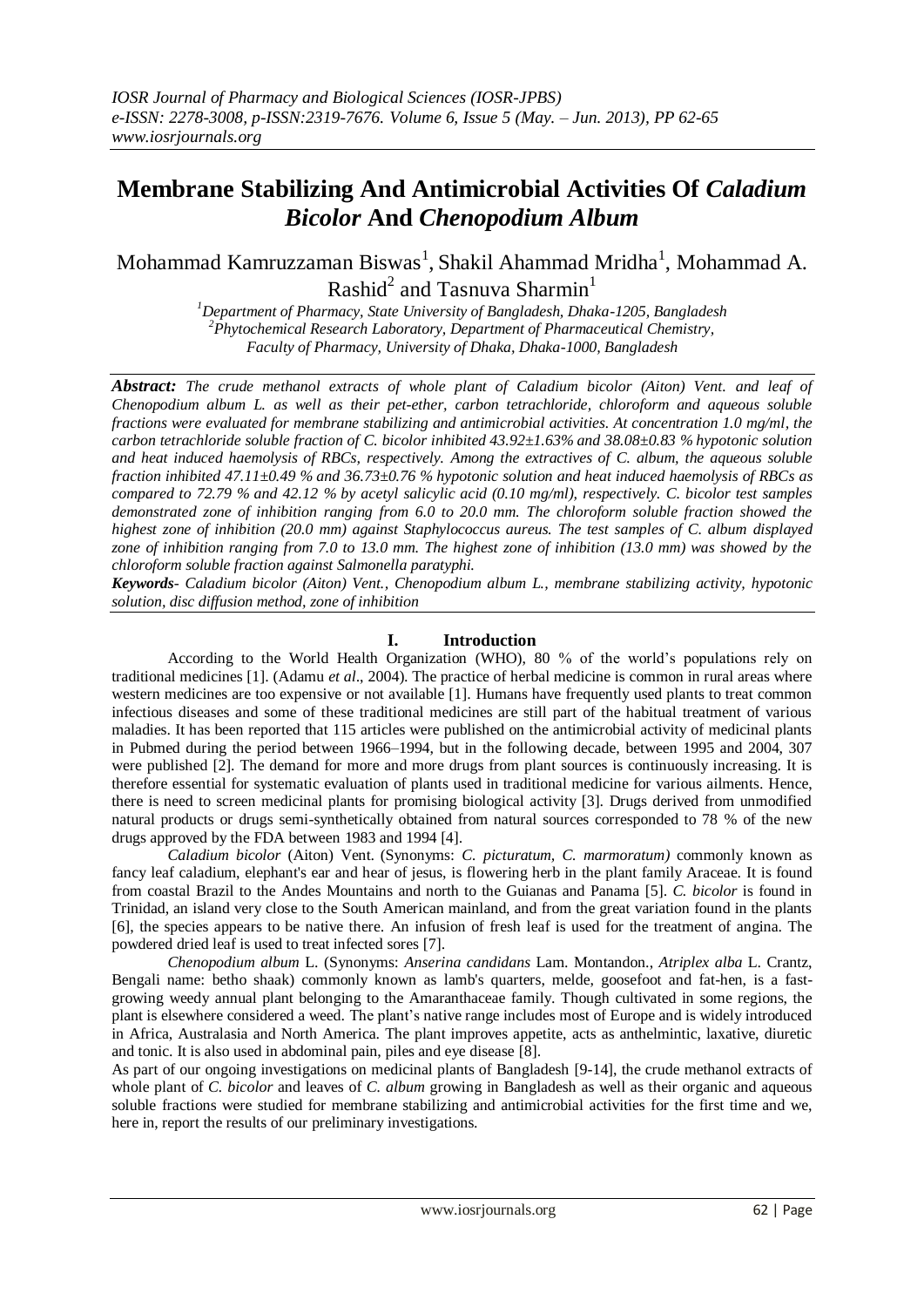# Membrane Stabilizing And Antimicrobial Activities Of *Caladium Bicolor* And *Chenopodium Album*

Mohammad Kamruzzaman Biswas[1], Shakil Ahammad Mridha[1], Mohammad A. Rashid[2] and Tasnuva Sharmin[1]

[1]*Department of Pharmacy, State University of Bangladesh, Dhaka-1205, Bangladesh*
[2]*Phytochemical Research Laboratory, Department of Pharmaceutical Chemistry, Faculty of Pharmacy, University of Dhaka, Dhaka-1000, Bangladesh*

***Abstract:*** *The crude methanol extracts of whole plant of Caladium bicolor (Aiton) Vent. and leaf of Chenopodium album L. as well as their pet-ether, carbon tetrachloride, chloroform and aqueous soluble fractions were evaluated for membrane stabilizing and antimicrobial activities. At concentration 1.0 mg/ml, the carbon tetrachloride soluble fraction of C. bicolor inhibited 43.92±1.63% and 38.08±0.83 % hypotonic solution and heat induced haemolysis of RBCs, respectively. Among the extractives of C. album, the aqueous soluble fraction inhibited 47.11±0.49 % and 36.73±0.76 % hypotonic solution and heat induced haemolysis of RBCs as compared to 72.79 % and 42.12 % by acetyl salicylic acid (0.10 mg/ml), respectively. C. bicolor test samples demonstrated zone of inhibition ranging from 6.0 to 20.0 mm. The chloroform soluble fraction showed the highest zone of inhibition (20.0 mm) against Staphylococcus aureus. The test samples of C. album displayed zone of inhibition ranging from 7.0 to 13.0 mm. The highest zone of inhibition (13.0 mm) was showed by the chloroform soluble fraction against Salmonella paratyphi.*

***Keywords****- Caladium bicolor (Aiton) Vent., Chenopodium album L., membrane stabilizing activity, hypotonic solution, disc diffusion method, zone of inhibition*

## I. Introduction

According to the World Health Organization (WHO), 80 % of the world's populations rely on traditional medicines [1]. (Adamu *et al*., 2004). The practice of herbal medicine is common in rural areas where western medicines are too expensive or not available [1]. Humans have frequently used plants to treat common infectious diseases and some of these traditional medicines are still part of the habitual treatment of various maladies. It has been reported that 115 articles were published on the antimicrobial activity of medicinal plants in Pubmed during the period between 1966–1994, but in the following decade, between 1995 and 2004, 307 were published [2]. The demand for more and more drugs from plant sources is continuously increasing. It is therefore essential for systematic evaluation of plants used in traditional medicine for various ailments. Hence, there is need to screen medicinal plants for promising biological activity [3]. Drugs derived from unmodified natural products or drugs semi-synthetically obtained from natural sources corresponded to 78 % of the new drugs approved by the FDA between 1983 and 1994 [4].

*Caladium bicolor* (Aiton) Vent. (Synonyms: *C. picturatum*, *C. marmoratum)* commonly known as fancy leaf caladium, elephant's ear and hear of jesus, is flowering herb in the plant family Araceae. It is found from coastal Brazil to the Andes Mountains and north to the Guianas and Panama [5]. *C. bicolor* is found in Trinidad, an island very close to the South American mainland, and from the great variation found in the plants [6], the species appears to be native there. An infusion of fresh leaf is used for the treatment of angina. The powdered dried leaf is used to treat infected sores [7].

*Chenopodium album* L. (Synonyms: *Anserina candidans* Lam. Montandon., *Atriplex alba* L. Crantz, Bengali name: betho shaak) commonly known as lamb's quarters, melde, goosefoot and fat-hen, is a fast-growing weedy annual plant belonging to the Amaranthaceae family. Though cultivated in some regions, the plant is elsewhere considered a weed. The plant's native range includes most of Europe and is widely introduced in Africa, Australasia and North America. The plant improves appetite, acts as anthelmintic, laxative, diuretic and tonic. It is also used in abdominal pain, piles and eye disease [8].

As part of our ongoing investigations on medicinal plants of Bangladesh [9-14], the crude methanol extracts of whole plant of *C. bicolor* and leaves of *C. album* growing in Bangladesh as well as their organic and aqueous soluble fractions were studied for membrane stabilizing and antimicrobial activities for the first time and we, here in, report the results of our preliminary investigations.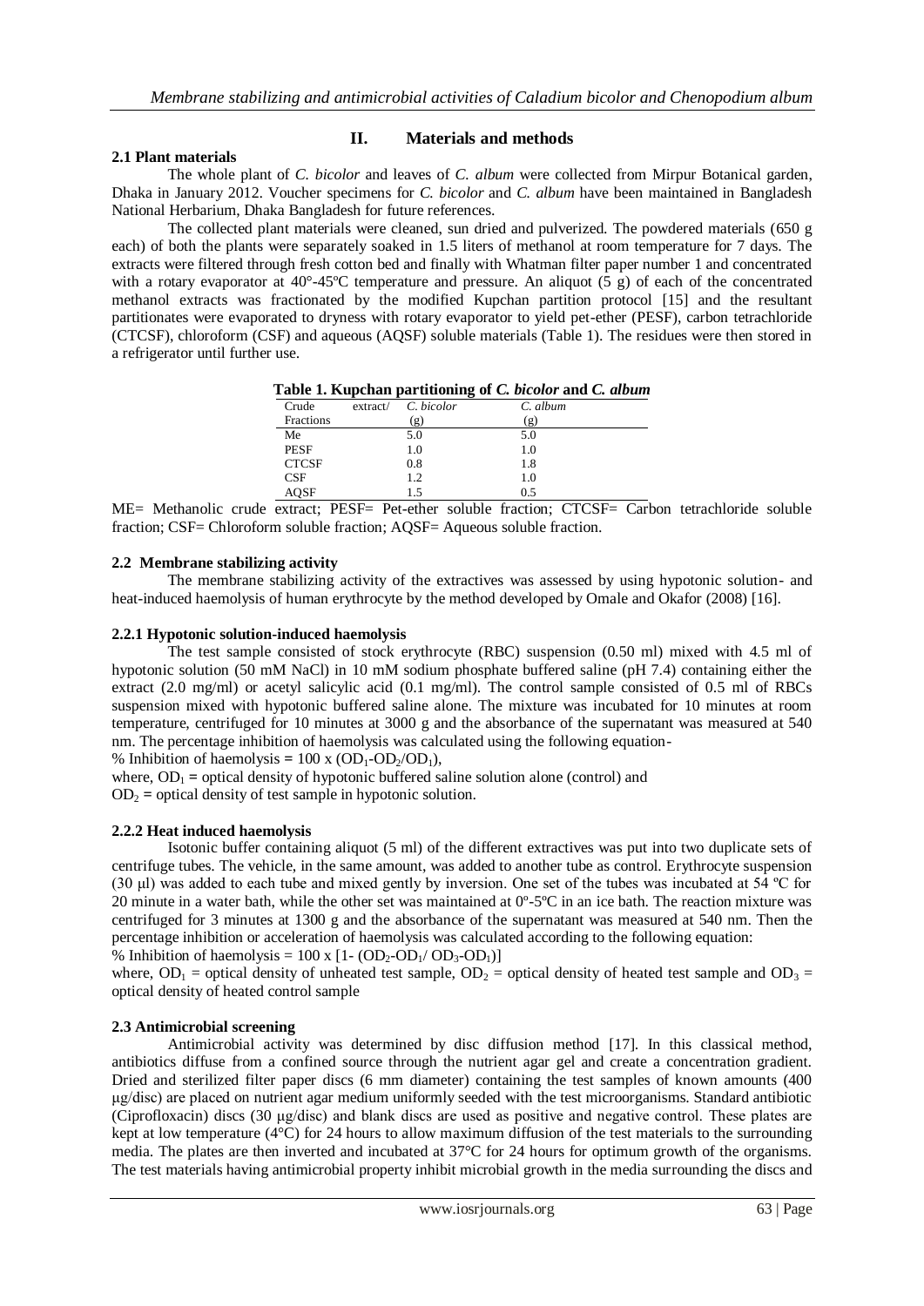## II. Materials and methods

### 2.1 Plant materials

The whole plant of *C. bicolor* and leaves of *C. album* were collected from Mirpur Botanical garden, Dhaka in January 2012. Voucher specimens for *C. bicolor* and *C. album* have been maintained in Bangladesh National Herbarium, Dhaka Bangladesh for future references.

The collected plant materials were cleaned, sun dried and pulverized. The powdered materials (650 g each) of both the plants were separately soaked in 1.5 liters of methanol at room temperature for 7 days. The extracts were filtered through fresh cotton bed and finally with Whatman filter paper number 1 and concentrated with a rotary evaporator at 40°-45ºC temperature and pressure. An aliquot (5 g) of each of the concentrated methanol extracts was fractionated by the modified Kupchan partition protocol [15] and the resultant partitionates were evaporated to dryness with rotary evaporator to yield pet-ether (PESF), carbon tetrachloride (CTCSF), chloroform (CSF) and aqueous (AQSF) soluble materials (Table 1). The residues were then stored in a refrigerator until further use.

**Table 1. Kupchan partitioning of *C. bicolor* and *C. album***

| Crude extract/ Fractions | *C. bicolor* (g) | *C. album* (g) |
|---|---|---|
| Me | 5.0 | 5.0 |
| PESF | 1.0 | 1.0 |
| CTCSF | 0.8 | 1.8 |
| CSF | 1.2 | 1.0 |
| AQSF | 1.5 | 0.5 |

ME= Methanolic crude extract; PESF= Pet-ether soluble fraction; CTCSF= Carbon tetrachloride soluble fraction; CSF= Chloroform soluble fraction; AQSF= Aqueous soluble fraction.

### 2.2 Membrane stabilizing activity

The membrane stabilizing activity of the extractives was assessed by using hypotonic solution- and heat-induced haemolysis of human erythrocyte by the method developed by Omale and Okafor (2008) [16].

#### 2.2.1 Hypotonic solution-induced haemolysis

The test sample consisted of stock erythrocyte (RBC) suspension (0.50 ml) mixed with 4.5 ml of hypotonic solution (50 mM NaCl) in 10 mM sodium phosphate buffered saline (pH 7.4) containing either the extract (2.0 mg/ml) or acetyl salicylic acid (0.1 mg/ml). The control sample consisted of 0.5 ml of RBCs suspension mixed with hypotonic buffered saline alone. The mixture was incubated for 10 minutes at room temperature, centrifuged for 10 minutes at 3000 g and the absorbance of the supernatant was measured at 540 nm. The percentage inhibition of haemolysis was calculated using the following equation-

% Inhibition of haemolysis = $100 \times (OD_1 - OD_2/OD_1)$,

where, $OD_1$ = optical density of hypotonic buffered saline solution alone (control) and

$OD_2$ = optical density of test sample in hypotonic solution.

#### 2.2.2 Heat induced haemolysis

Isotonic buffer containing aliquot (5 ml) of the different extractives was put into two duplicate sets of centrifuge tubes. The vehicle, in the same amount, was added to another tube as control. Erythrocyte suspension (30 µl) was added to each tube and mixed gently by inversion. One set of the tubes was incubated at 54 ºC for 20 minute in a water bath, while the other set was maintained at 0º-5ºC in an ice bath. The reaction mixture was centrifuged for 3 minutes at 1300 g and the absorbance of the supernatant was measured at 540 nm. Then the percentage inhibition or acceleration of haemolysis was calculated according to the following equation:

% Inhibition of haemolysis = $100 \times [1 - (OD_2 - OD_1 / OD_3 - OD_1)]$

where, $OD_1$ = optical density of unheated test sample, $OD_2$ = optical density of heated test sample and $OD_3$ = optical density of heated control sample

### 2.3 Antimicrobial screening

Antimicrobial activity was determined by disc diffusion method [17]. In this classical method, antibiotics diffuse from a confined source through the nutrient agar gel and create a concentration gradient. Dried and sterilized filter paper discs (6 mm diameter) containing the test samples of known amounts (400 µg/disc) are placed on nutrient agar medium uniformly seeded with the test microorganisms. Standard antibiotic (Ciprofloxacin) discs (30 µg/disc) and blank discs are used as positive and negative control. These plates are kept at low temperature (4°C) for 24 hours to allow maximum diffusion of the test materials to the surrounding media. The plates are then inverted and incubated at 37°C for 24 hours for optimum growth of the organisms. The test materials having antimicrobial property inhibit microbial growth in the media surrounding the discs and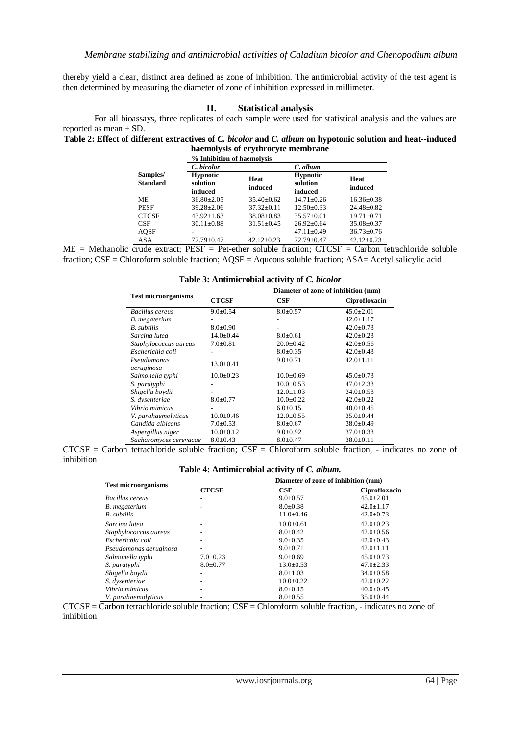thereby yield a clear, distinct area defined as zone of inhibition. The antimicrobial activity of the test agent is then determined by measuring the diameter of zone of inhibition expressed in millimeter.

## II. Statistical analysis

For all bioassays, three replicates of each sample were used for statistical analysis and the values are reported as mean ± SD.

**Table 2: Effect of different extractives of *C. bicolor* and *C. album* on hypotonic solution and heat--induced haemolysis of erythrocyte membrane**

| Samples/ Standard | % Inhibition of haemolysis | | | |
|---|---|---|---|---|
| | *C. bicolor* | | *C. album* | |
| | Hypnotic solution induced | Heat induced | Hypnotic solution induced | Heat induced |
| ME | 36.80±2.05 | 35.40±0.62 | 14.71±0.26 | 16.36±0.38 |
| PESF | 39.28±2.06 | 37.32±0.11 | 12.50±0.33 | 24.48±0.82 |
| CTCSF | 43.92±1.63 | 38.08±0.83 | 35.57±0.01 | 19.71±0.71 |
| CSF | 30.11±0.88 | 31.51±0.45 | 26.92±0.64 | 35.08±0.37 |
| AQSF | - | - | 47.11±0.49 | 36.73±0.76 |
| ASA | 72.79±0.47 | 42.12±0.23 | 72.79±0.47 | 42.12±0.23 |

ME = Methanolic crude extract; PESF = Pet-ether soluble fraction; CTCSF = Carbon tetrachloride soluble fraction; CSF = Chloroform soluble fraction; AQSF = Aqueous soluble fraction; ASA= Acetyl salicylic acid

**Table 3: Antimicrobial activity of *C. bicolor***

| Test microorganisms | Diameter of zone of inhibition (mm) | | |
|---|---|---|---|
| | CTCSF | CSF | Ciprofloxacin |
| *Bacillus cereus* | 9.0±0.54 | 8.0±0.57 | 45.0±2.01 |
| *B. megaterium* | - | - | 42.0±1.17 |
| *B. subtilis* | 8.0±0.90 | - | 42.0±0.73 |
| *Sarcina lutea* | 14.0±0.44 | 8.0±0.61 | 42.0±0.23 |
| *Staphylococcus aureus* | 7.0±0.81 | 20.0±0.42 | 42.0±0.56 |
| *Escherichia coli* | - | 8.0±0.35 | 42.0±0.43 |
| *Pseudomonas aeruginosa* | 13.0±0.41 | 9.0±0.71 | 42.0±1.11 |
| *Salmonella typhi* | 10.0±0.23 | 10.0±0.69 | 45.0±0.73 |
| *S. paratyphi* | - | 10.0±0.53 | 47.0±2.33 |
| *Shigella boydii* | - | 12.0±1.03 | 34.0±0.58 |
| *S. dysenteriae* | 8.0±0.77 | 10.0±0.22 | 42.0±0.22 |
| *Vibrio mimicus* | - | 6.0±0.15 | 40.0±0.45 |
| *V. parahaemolyticus* | 10.0±0.46 | 12.0±0.55 | 35.0±0.44 |
| *Candida albicans* | 7.0±0.53 | 8.0±0.67 | 38.0±0.49 |
| *Aspergillus niger* | 10.0±0.12 | 9.0±0.92 | 37.0±0.33 |
| *Sacharomyces cerevacae* | 8.0±0.43 | 8.0±0.47 | 38.0±0.11 |

CTCSF = Carbon tetrachloride soluble fraction; CSF = Chloroform soluble fraction, - indicates no zone of inhibition

**Table 4: Antimicrobial activity of *C. album.***

| Test microorganisms | Diameter of zone of inhibition (mm) | | |
|---|---|---|---|
| | CTCSF | CSF | Ciprofloxacin |
| *Bacillus cereus* | - | 9.0±0.57 | 45.0±2.01 |
| *B. megaterium* | - | 8.0±0.38 | 42.0±1.17 |
| *B. subtilis* | - | 11.0±0.46 | 42.0±0.73 |
| *Sarcina lutea* | - | 10.0±0.61 | 42.0±0.23 |
| *Staphylococcus aureus* | - | 8.0±0.42 | 42.0±0.56 |
| *Escherichia coli* | - | 9.0±0.35 | 42.0±0.43 |
| *Pseudomonas aeruginosa* | - | 9.0±0.71 | 42.0±1.11 |
| *Salmonella typhi* | 7.0±0.23 | 9.0±0.69 | 45.0±0.73 |
| *S. paratyphi* | 8.0±0.77 | 13.0±0.53 | 47.0±2.33 |
| *Shigella boydii* | - | 8.0±1.03 | 34.0±0.58 |
| *S. dysenteriae* | - | 10.0±0.22 | 42.0±0.22 |
| *Vibrio mimicus* | - | 8.0±0.15 | 40.0±0.45 |
| *V. parahaemolyticus* | - | 8.0±0.55 | 35.0±0.44 |

CTCSF = Carbon tetrachloride soluble fraction; CSF = Chloroform soluble fraction, - indicates no zone of inhibition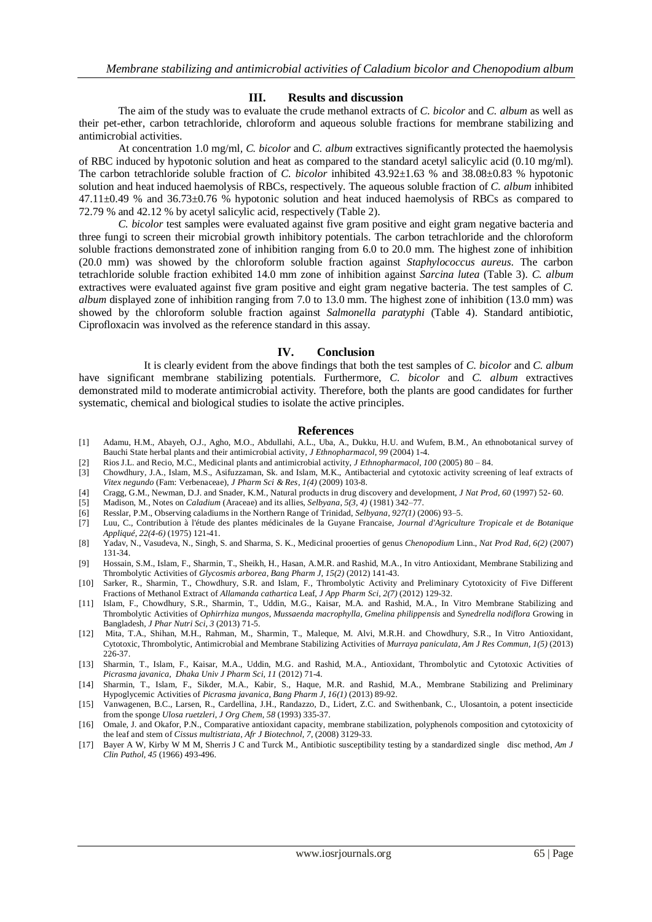## III. Results and discussion

The aim of the study was to evaluate the crude methanol extracts of *C. bicolor* and *C. album* as well as their pet-ether, carbon tetrachloride, chloroform and aqueous soluble fractions for membrane stabilizing and antimicrobial activities.

At concentration 1.0 mg/ml, *C. bicolor* and *C. album* extractives significantly protected the haemolysis of RBC induced by hypotonic solution and heat as compared to the standard acetyl salicylic acid (0.10 mg/ml). The carbon tetrachloride soluble fraction of *C. bicolor* inhibited $43.92 \pm 1.63$ % and $38.08 \pm 0.83$ % hypotonic solution and heat induced haemolysis of RBCs, respectively. The aqueous soluble fraction of *C. album* inhibited $47.11 \pm 0.49$ % and $36.73 \pm 0.76$ % hypotonic solution and heat induced haemolysis of RBCs as compared to 72.79 % and 42.12 % by acetyl salicylic acid, respectively (Table 2).

*C. bicolor* test samples were evaluated against five gram positive and eight gram negative bacteria and three fungi to screen their microbial growth inhibitory potentials. The carbon tetrachloride and the chloroform soluble fractions demonstrated zone of inhibition ranging from 6.0 to 20.0 mm. The highest zone of inhibition (20.0 mm) was showed by the chloroform soluble fraction against *Staphylococcus aureus*. The carbon tetrachloride soluble fraction exhibited 14.0 mm zone of inhibition against *Sarcina lutea* (Table 3). *C. album* extractives were evaluated against five gram positive and eight gram negative bacteria. The test samples of *C. album* displayed zone of inhibition ranging from 7.0 to 13.0 mm. The highest zone of inhibition (13.0 mm) was showed by the chloroform soluble fraction against *Salmonella paratyphi* (Table 4). Standard antibiotic, Ciprofloxacin was involved as the reference standard in this assay.

## IV. Conclusion

It is clearly evident from the above findings that both the test samples of *C. bicolor* and *C. album* have significant membrane stabilizing potentials. Furthermore, *C. bicolor* and *C. album* extractives demonstrated mild to moderate antimicrobial activity. Therefore, both the plants are good candidates for further systematic, chemical and biological studies to isolate the active principles.

## References

[1] Adamu, H.M., Abayeh, O.J., Agho, M.O., Abdullahi, A.L., Uba, A., Dukku, H.U. and Wufem, B.M., An ethnobotanical survey of Bauchi State herbal plants and their antimicrobial activity, *J Ethnopharmacol, 99* (2004) 1-4.

[2] Rios J.L. and Recio, M.C., Medicinal plants and antimicrobial activity, *J Ethnopharmacol, 100* (2005) 80 – 84.

[3] Chowdhury, J.A., Islam, M.S., Asifuzzaman, Sk. and Islam, M.K., Antibacterial and cytotoxic activity screening of leaf extracts of *Vitex negundo* (Fam: Verbenaceae), *J Pharm Sci & Res, 1(4)* (2009) 103-8.

[4] Cragg, G.M., Newman, D.J. and Snader, K.M., Natural products in drug discovery and development, *J Nat Prod, 60* (1997) 52- 60.

[5] Madison, M., Notes on *Caladium* (Araceae) and its allies, *Selbyana, 5(3, 4)* (1981) 342–77.

[6] Resslar, P.M., Observing caladiums in the Northern Range of Trinidad, *Selbyana, 927(1)* (2006) 93–5.

[7] Luu, C., Contribution à l'étude des plantes médicinales de la Guyane Francaise, *Journal d'Agriculture Tropicale et de Botanique Appliqué, 22(4-6)* (1975) 121-41.

[8] Yadav, N., Vasudeva, N., Singh, S. and Sharma, S. K., Medicinal prooerties of genus *Chenopodium* Linn., *Nat Prod Rad, 6(2)* (2007) 131-34.

[9] Hossain, S.M., Islam, F., Sharmin, T., Sheikh, H., Hasan, A.M.R. and Rashid, M.A., In vitro Antioxidant, Membrane Stabilizing and Thrombolytic Activities of *Glycosmis arborea, Bang Pharm J, 15(2)* (2012) 141-43.

[10] Sarker, R., Sharmin, T., Chowdhury, S.R. and Islam, F., Thrombolytic Activity and Preliminary Cytotoxicity of Five Different Fractions of Methanol Extract of *Allamanda cathartica* Leaf, *J App Pharm Sci, 2(7)* (2012) 129-32.

[11] Islam, F., Chowdhury, S.R., Sharmin, T., Uddin, M.G., Kaisar, M.A. and Rashid, M.A., In Vitro Membrane Stabilizing and Thrombolytic Activities of *Ophirrhiza mungos, Mussaenda macrophylla, Gmelina philippensis* and *Synedrella nodiflora* Growing in Bangladesh, *J Phar Nutri Sci, 3* (2013) 71-5.

[12] Mita, T.A., Shihan, M.H., Rahman, M., Sharmin, T., Maleque, M. Alvi, M.R.H. and Chowdhury, S.R., In Vitro Antioxidant, Cytotoxic, Thrombolytic, Antimicrobial and Membrane Stabilizing Activities of *Murraya paniculata, Am J Res Commun, 1(5)* (2013) 226-37.

[13] Sharmin, T., Islam, F., Kaisar, M.A., Uddin, M.G. and Rashid, M.A., Antioxidant, Thrombolytic and Cytotoxic Activities of *Picrasma javanica, Dhaka Univ J Pharm Sci, 11* (2012) 71-4.

[14] Sharmin, T., Islam, F., Sikder, M.A., Kabir, S., Haque, M.R. and Rashid, M.A., Membrane Stabilizing and Preliminary Hypoglycemic Activities of *Picrasma javanica, Bang Pharm J, 16(1)* (2013) 89-92.

[15] Vanwagenen, B.C., Larsen, R., Cardellina, J.H., Randazzo, D., Lidert, Z.C. and Swithenbank, C., Ulosantoin, a potent insecticide from the sponge *Ulosa ruetzleri, J Org Chem, 58* (1993) 335-37.

[16] Omale, J. and Okafor, P.N., Comparative antioxidant capacity, membrane stabilization, polyphenols composition and cytotoxicity of the leaf and stem of *Cissus multistriata, Afr J Biotechnol, 7*, (2008) 3129-33.

[17] Bayer A W, Kirby W M M, Sherris J C and Turck M., Antibiotic susceptibility testing by a standardized single disc method, *Am J Clin Pathol, 45* (1966) 493-496.